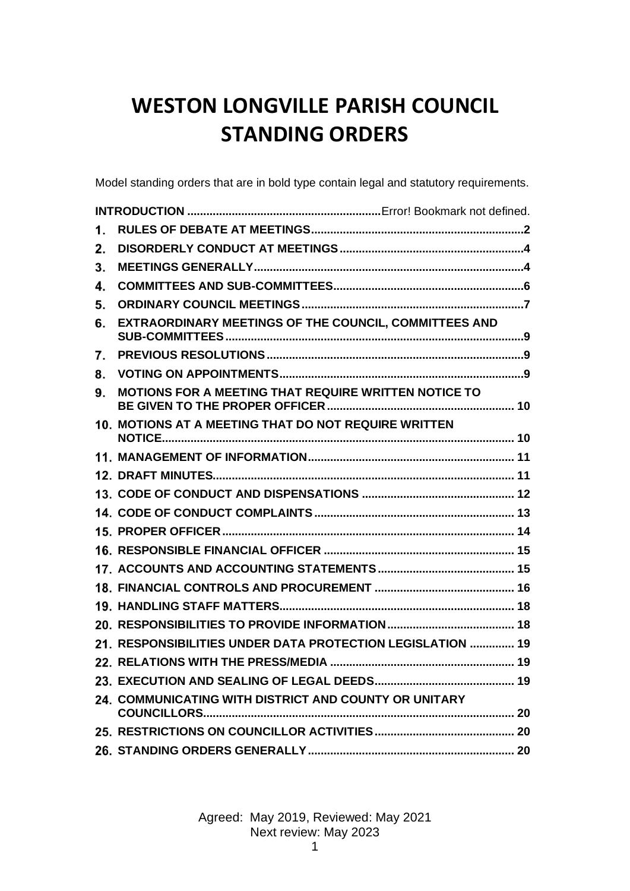# WESTON LONGVILLE PARISH COUNCIL STANDING ORDERS

Model standing orders that are in bold type contain legal and statutory requirements.

| | | |
|---|---|---|
| | **INTRODUCTION** | Error! Bookmark not defined. |
| **1.** | **RULES OF DEBATE AT MEETINGS** | **2** |
| **2.** | **DISORDERLY CONDUCT AT MEETINGS** | **4** |
| **3.** | **MEETINGS GENERALLY** | **4** |
| **4.** | **COMMITTEES AND SUB-COMMITTEES** | **6** |
| **5.** | **ORDINARY COUNCIL MEETINGS** | **7** |
| **6.** | **EXTRAORDINARY MEETINGS OF THE COUNCIL, COMMITTEES AND SUB-COMMITTEES** | **9** |
| **7.** | **PREVIOUS RESOLUTIONS** | **9** |
| **8.** | **VOTING ON APPOINTMENTS** | **9** |
| **9.** | **MOTIONS FOR A MEETING THAT REQUIRE WRITTEN NOTICE TO BE GIVEN TO THE PROPER OFFICER** | **10** |
| **10.** | **MOTIONS AT A MEETING THAT DO NOT REQUIRE WRITTEN NOTICE** | **10** |
| **11.** | **MANAGEMENT OF INFORMATION** | **11** |
| **12.** | **DRAFT MINUTES** | **11** |
| **13.** | **CODE OF CONDUCT AND DISPENSATIONS** | **12** |
| **14.** | **CODE OF CONDUCT COMPLAINTS** | **13** |
| **15.** | **PROPER OFFICER** | **14** |
| **16.** | **RESPONSIBLE FINANCIAL OFFICER** | **15** |
| **17.** | **ACCOUNTS AND ACCOUNTING STATEMENTS** | **15** |
| **18.** | **FINANCIAL CONTROLS AND PROCUREMENT** | **16** |
| **19.** | **HANDLING STAFF MATTERS** | **18** |
| **20.** | **RESPONSIBILITIES TO PROVIDE INFORMATION** | **18** |
| **21.** | **RESPONSIBILITIES UNDER DATA PROTECTION LEGISLATION** | **19** |
| **22.** | **RELATIONS WITH THE PRESS/MEDIA** | **19** |
| **23.** | **EXECUTION AND SEALING OF LEGAL DEEDS** | **19** |
| **24.** | **COMMUNICATING WITH DISTRICT AND COUNTY OR UNITARY COUNCILLORS** | **20** |
| **25.** | **RESTRICTIONS ON COUNCILLOR ACTIVITIES** | **20** |
| **26.** | **STANDING ORDERS GENERALLY** | **20** |

Agreed: May 2019, Reviewed: May 2021
Next review: May 2023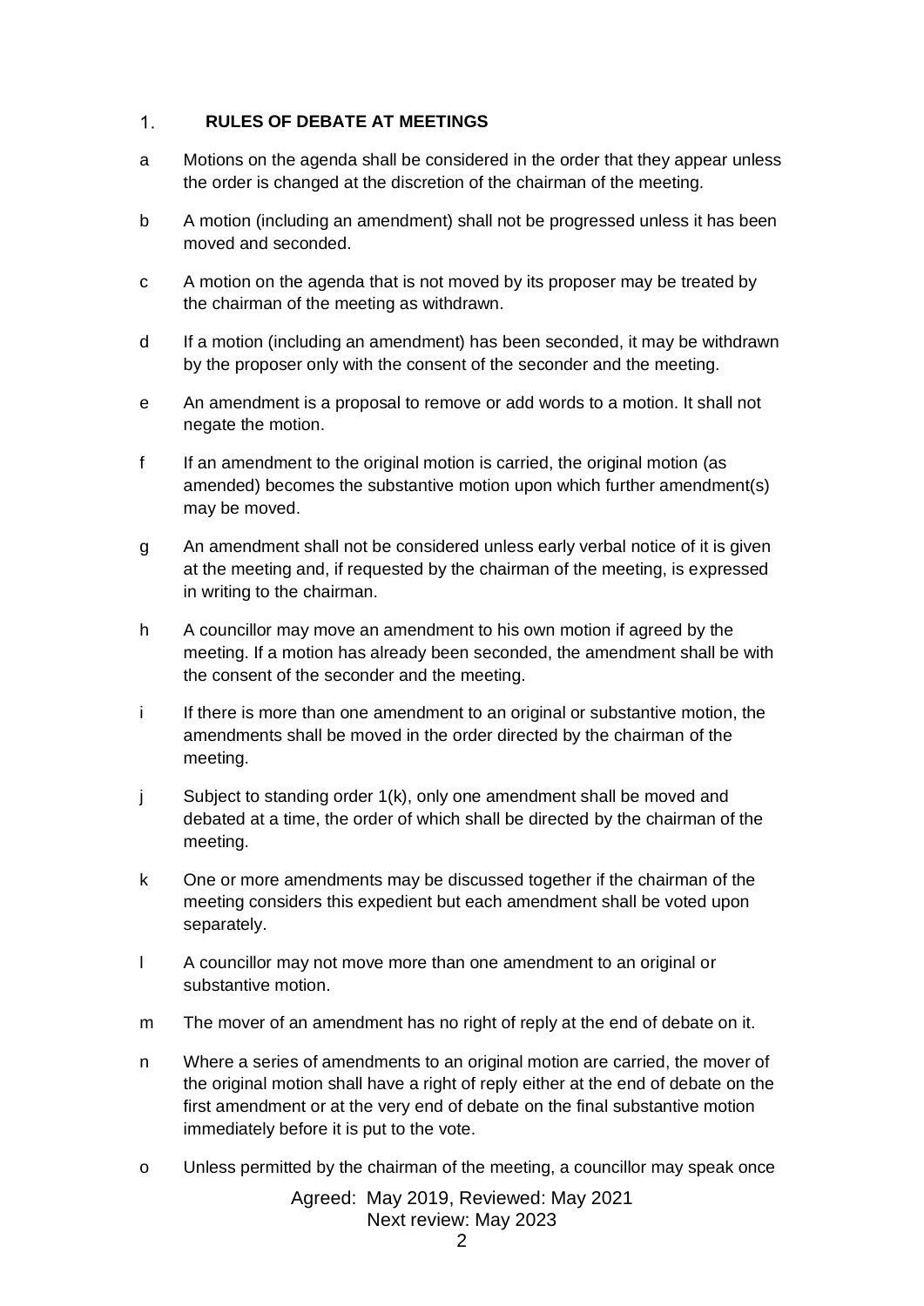## 1. RULES OF DEBATE AT MEETINGS

a Motions on the agenda shall be considered in the order that they appear unless the order is changed at the discretion of the chairman of the meeting.

b A motion (including an amendment) shall not be progressed unless it has been moved and seconded.

c A motion on the agenda that is not moved by its proposer may be treated by the chairman of the meeting as withdrawn.

d If a motion (including an amendment) has been seconded, it may be withdrawn by the proposer only with the consent of the seconder and the meeting.

e An amendment is a proposal to remove or add words to a motion. It shall not negate the motion.

f If an amendment to the original motion is carried, the original motion (as amended) becomes the substantive motion upon which further amendment(s) may be moved.

g An amendment shall not be considered unless early verbal notice of it is given at the meeting and, if requested by the chairman of the meeting, is expressed in writing to the chairman.

h A councillor may move an amendment to his own motion if agreed by the meeting. If a motion has already been seconded, the amendment shall be with the consent of the seconder and the meeting.

i If there is more than one amendment to an original or substantive motion, the amendments shall be moved in the order directed by the chairman of the meeting.

j Subject to standing order 1(k), only one amendment shall be moved and debated at a time, the order of which shall be directed by the chairman of the meeting.

k One or more amendments may be discussed together if the chairman of the meeting considers this expedient but each amendment shall be voted upon separately.

l A councillor may not move more than one amendment to an original or substantive motion.

m The mover of an amendment has no right of reply at the end of debate on it.

n Where a series of amendments to an original motion are carried, the mover of the original motion shall have a right of reply either at the end of debate on the first amendment or at the very end of debate on the final substantive motion immediately before it is put to the vote.

o Unless permitted by the chairman of the meeting, a councillor may speak once

Agreed: May 2019, Reviewed: May 2021
Next review: May 2023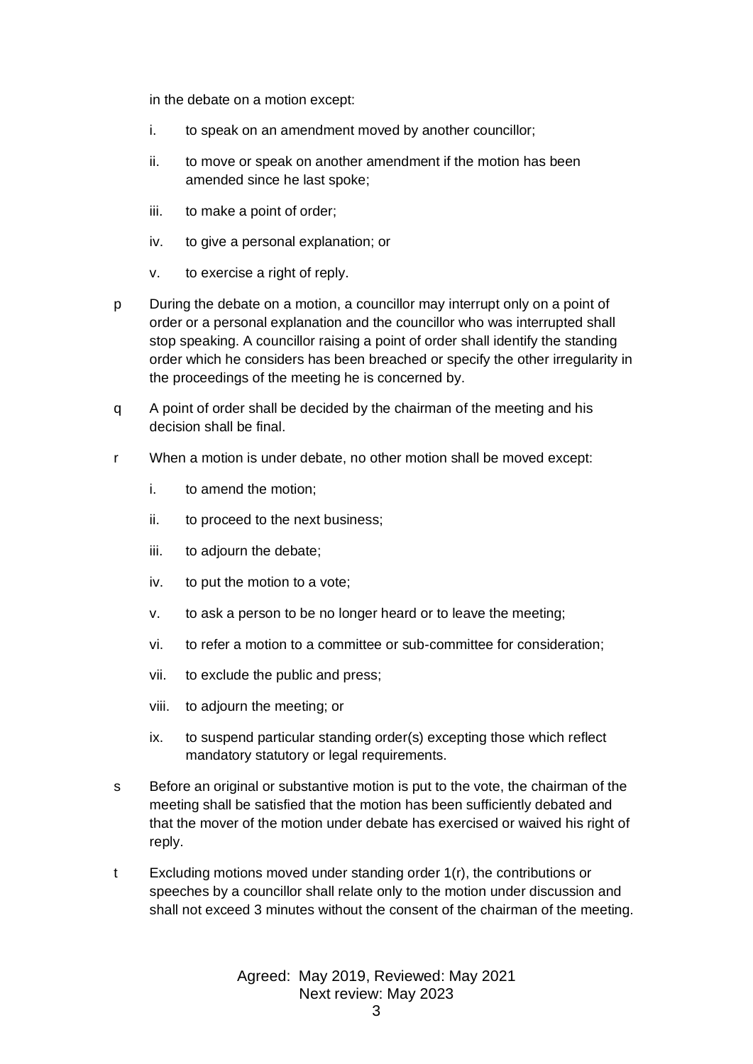in the debate on a motion except:

i. to speak on an amendment moved by another councillor;

ii. to move or speak on another amendment if the motion has been amended since he last spoke;

iii. to make a point of order;

iv. to give a personal explanation; or

v. to exercise a right of reply.

p During the debate on a motion, a councillor may interrupt only on a point of order or a personal explanation and the councillor who was interrupted shall stop speaking. A councillor raising a point of order shall identify the standing order which he considers has been breached or specify the other irregularity in the proceedings of the meeting he is concerned by.

q A point of order shall be decided by the chairman of the meeting and his decision shall be final.

r When a motion is under debate, no other motion shall be moved except:

i. to amend the motion;

ii. to proceed to the next business;

iii. to adjourn the debate;

iv. to put the motion to a vote;

v. to ask a person to be no longer heard or to leave the meeting;

vi. to refer a motion to a committee or sub-committee for consideration;

vii. to exclude the public and press;

viii. to adjourn the meeting; or

ix. to suspend particular standing order(s) excepting those which reflect mandatory statutory or legal requirements.

s Before an original or substantive motion is put to the vote, the chairman of the meeting shall be satisfied that the motion has been sufficiently debated and that the mover of the motion under debate has exercised or waived his right of reply.

t Excluding motions moved under standing order 1(r), the contributions or speeches by a councillor shall relate only to the motion under discussion and shall not exceed 3 minutes without the consent of the chairman of the meeting.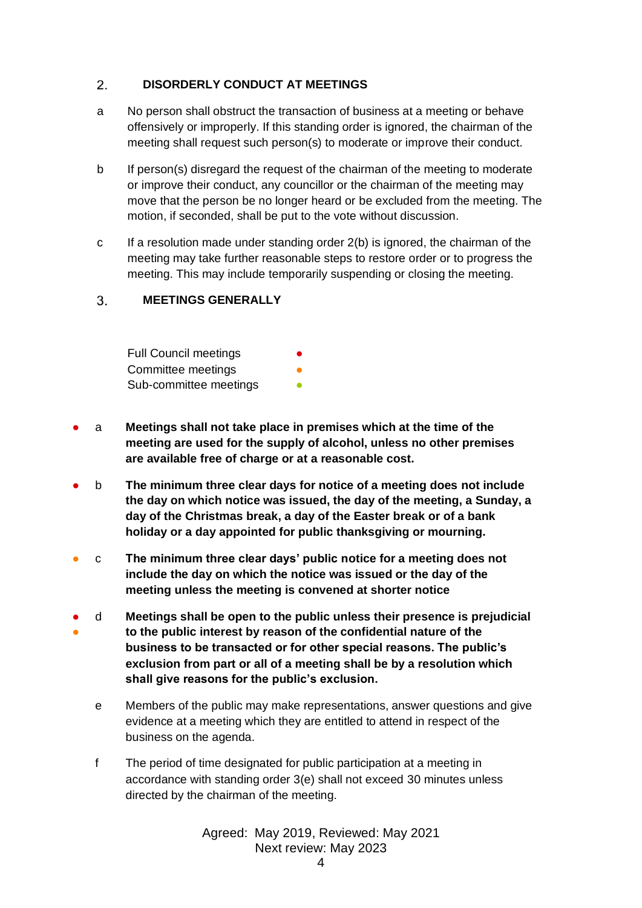## 2. DISORDERLY CONDUCT AT MEETINGS

a. No person shall obstruct the transaction of business at a meeting or behave offensively or improperly. If this standing order is ignored, the chairman of the meeting shall request such person(s) to moderate or improve their conduct.

b. If person(s) disregard the request of the chairman of the meeting to moderate or improve their conduct, any councillor or the chairman of the meeting may move that the person be no longer heard or be excluded from the meeting. The motion, if seconded, shall be put to the vote without discussion.

c. If a resolution made under standing order 2(b) is ignored, the chairman of the meeting may take further reasonable steps to restore order or to progress the meeting. This may include temporarily suspending or closing the meeting.

## 3. MEETINGS GENERALLY

Full Council meetings ● (red)
Committee meetings ● (orange)
Sub-committee meetings ● (green)

● (red) a. **Meetings shall not take place in premises which at the time of the meeting are used for the supply of alcohol, unless no other premises are available free of charge or at a reasonable cost.**

● (red) b. **The minimum three clear days for notice of a meeting does not include the day on which notice was issued, the day of the meeting, a Sunday, a day of the Christmas break, a day of the Easter break or of a bank holiday or a day appointed for public thanksgiving or mourning.**

● (orange) c. **The minimum three clear days' public notice for a meeting does not include the day on which the notice was issued or the day of the meeting unless the meeting is convened at shorter notice**

● (red) ● (orange) d. **Meetings shall be open to the public unless their presence is prejudicial to the public interest by reason of the confidential nature of the business to be transacted or for other special reasons. The public's exclusion from part or all of a meeting shall be by a resolution which shall give reasons for the public's exclusion.**

e. Members of the public may make representations, answer questions and give evidence at a meeting which they are entitled to attend in respect of the business on the agenda.

f. The period of time designated for public participation at a meeting in accordance with standing order 3(e) shall not exceed 30 minutes unless directed by the chairman of the meeting.

Agreed: May 2019, Reviewed: May 2021
Next review: May 2023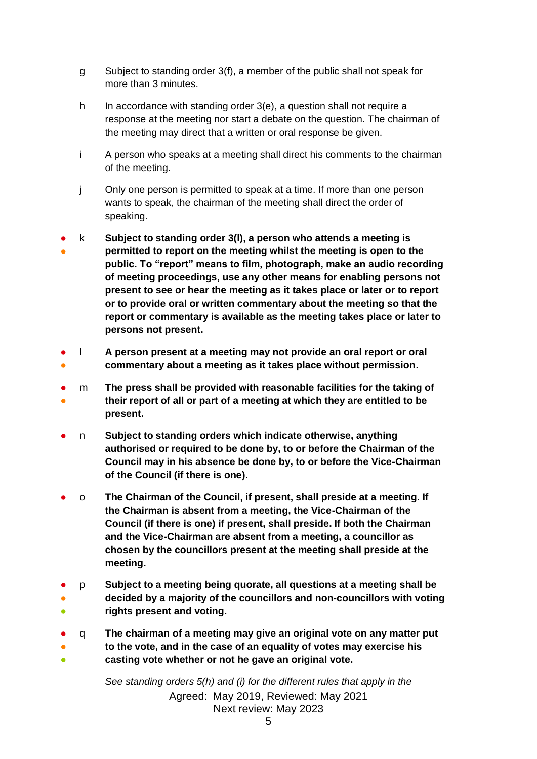g Subject to standing order 3(f), a member of the public shall not speak for more than 3 minutes.

h In accordance with standing order 3(e), a question shall not require a response at the meeting nor start a debate on the question. The chairman of the meeting may direct that a written or oral response be given.

i A person who speaks at a meeting shall direct his comments to the chairman of the meeting.

j Only one person is permitted to speak at a time. If more than one person wants to speak, the chairman of the meeting shall direct the order of speaking.

k **Subject to standing order 3(l), a person who attends a meeting is permitted to report on the meeting whilst the meeting is open to the public. To "report" means to film, photograph, make an audio recording of meeting proceedings, use any other means for enabling persons not present to see or hear the meeting as it takes place or later or to report or to provide oral or written commentary about the meeting so that the report or commentary is available as the meeting takes place or later to persons not present.**

l **A person present at a meeting may not provide an oral report or oral commentary about a meeting as it takes place without permission.**

m **The press shall be provided with reasonable facilities for the taking of their report of all or part of a meeting at which they are entitled to be present.**

n **Subject to standing orders which indicate otherwise, anything authorised or required to be done by, to or before the Chairman of the Council may in his absence be done by, to or before the Vice-Chairman of the Council (if there is one).**

o **The Chairman of the Council, if present, shall preside at a meeting. If the Chairman is absent from a meeting, the Vice-Chairman of the Council (if there is one) if present, shall preside. If both the Chairman and the Vice-Chairman are absent from a meeting, a councillor as chosen by the councillors present at the meeting shall preside at the meeting.**

p **Subject to a meeting being quorate, all questions at a meeting shall be decided by a majority of the councillors and non-councillors with voting rights present and voting.**

q **The chairman of a meeting may give an original vote on any matter put to the vote, and in the case of an equality of votes may exercise his casting vote whether or not he gave an original vote.**

*See standing orders 5(h) and (i) for the different rules that apply in the*

Agreed: May 2019, Reviewed: May 2021
Next review: May 2023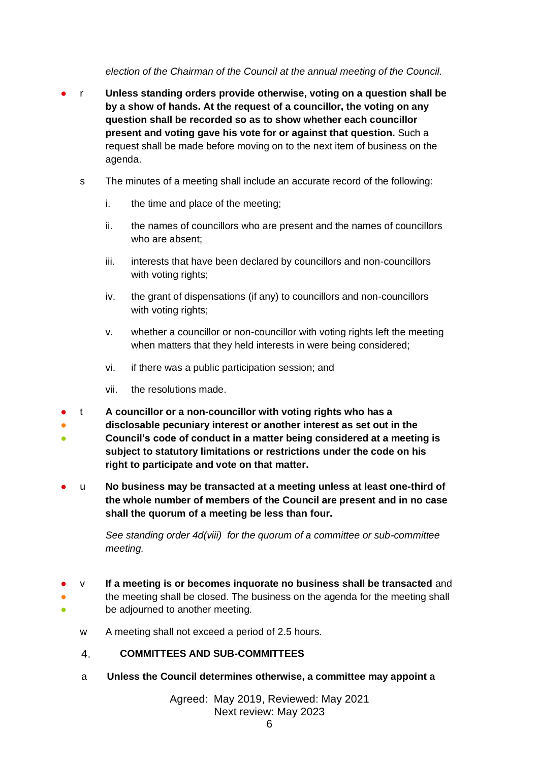*election of the Chairman of the Council at the annual meeting of the Council.*

r **Unless standing orders provide otherwise, voting on a question shall be by a show of hands. At the request of a councillor, the voting on any question shall be recorded so as to show whether each councillor present and voting gave his vote for or against that question.** Such a request shall be made before moving on to the next item of business on the agenda.

s The minutes of a meeting shall include an accurate record of the following:

i. the time and place of the meeting;

ii. the names of councillors who are present and the names of councillors who are absent;

iii. interests that have been declared by councillors and non-councillors with voting rights;

iv. the grant of dispensations (if any) to councillors and non-councillors with voting rights;

v. whether a councillor or non-councillor with voting rights left the meeting when matters that they held interests in were being considered;

vi. if there was a public participation session; and

vii. the resolutions made.

t **A councillor or a non-councillor with voting rights who has a disclosable pecuniary interest or another interest as set out in the Council's code of conduct in a matter being considered at a meeting is subject to statutory limitations or restrictions under the code on his right to participate and vote on that matter.**

u **No business may be transacted at a meeting unless at least one-third of the whole number of members of the Council are present and in no case shall the quorum of a meeting be less than four.**

*See standing order 4d(viii) for the quorum of a committee or sub-committee meeting.*

v **If a meeting is or becomes inquorate no business shall be transacted** and the meeting shall be closed. The business on the agenda for the meeting shall be adjourned to another meeting.

w A meeting shall not exceed a period of 2.5 hours.

## 4. COMMITTEES AND SUB-COMMITTEES

a **Unless the Council determines otherwise, a committee may appoint a**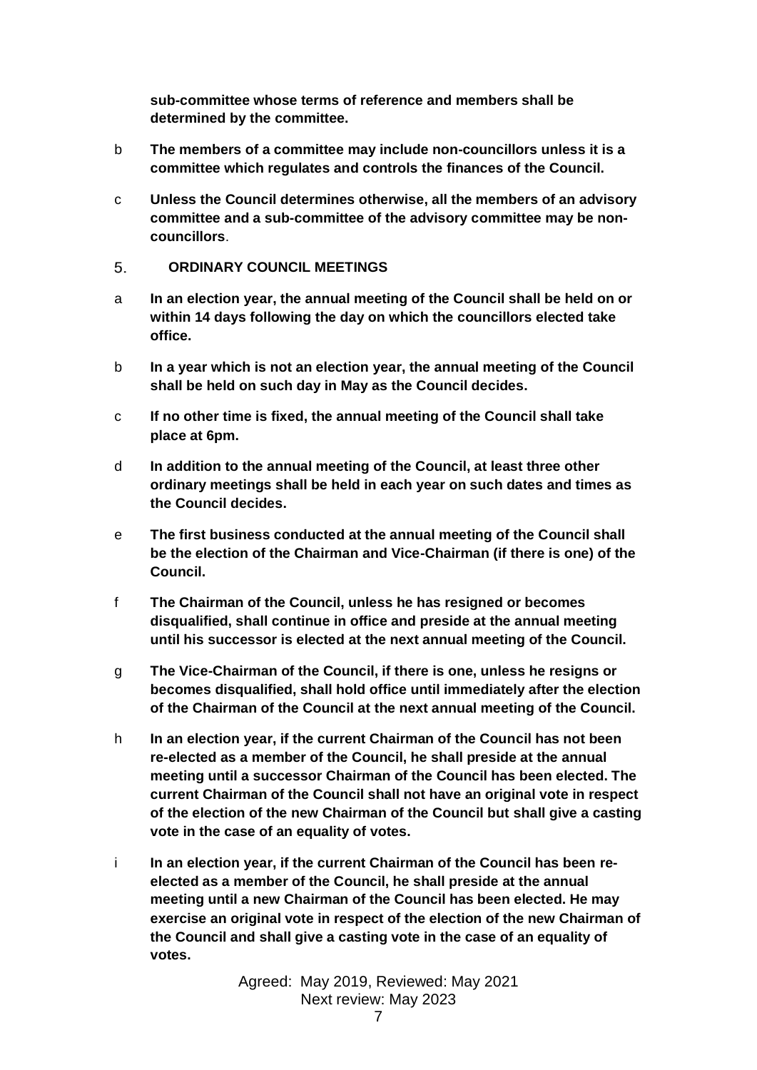**sub-committee whose terms of reference and members shall be determined by the committee.**

b **The members of a committee may include non-councillors unless it is a committee which regulates and controls the finances of the Council.**

c **Unless the Council determines otherwise, all the members of an advisory committee and a sub-committee of the advisory committee may be non-councillors**.

## 5. ORDINARY COUNCIL MEETINGS

a **In an election year, the annual meeting of the Council shall be held on or within 14 days following the day on which the councillors elected take office.**

b **In a year which is not an election year, the annual meeting of the Council shall be held on such day in May as the Council decides.**

c **If no other time is fixed, the annual meeting of the Council shall take place at 6pm.**

d **In addition to the annual meeting of the Council, at least three other ordinary meetings shall be held in each year on such dates and times as the Council decides.**

e **The first business conducted at the annual meeting of the Council shall be the election of the Chairman and Vice-Chairman (if there is one) of the Council.**

f **The Chairman of the Council, unless he has resigned or becomes disqualified, shall continue in office and preside at the annual meeting until his successor is elected at the next annual meeting of the Council.**

g **The Vice-Chairman of the Council, if there is one, unless he resigns or becomes disqualified, shall hold office until immediately after the election of the Chairman of the Council at the next annual meeting of the Council.**

h **In an election year, if the current Chairman of the Council has not been re-elected as a member of the Council, he shall preside at the annual meeting until a successor Chairman of the Council has been elected. The current Chairman of the Council shall not have an original vote in respect of the election of the new Chairman of the Council but shall give a casting vote in the case of an equality of votes.**

i **In an election year, if the current Chairman of the Council has been re-elected as a member of the Council, he shall preside at the annual meeting until a new Chairman of the Council has been elected. He may exercise an original vote in respect of the election of the new Chairman of the Council and shall give a casting vote in the case of an equality of votes.**

Agreed: May 2019, Reviewed: May 2021
Next review: May 2023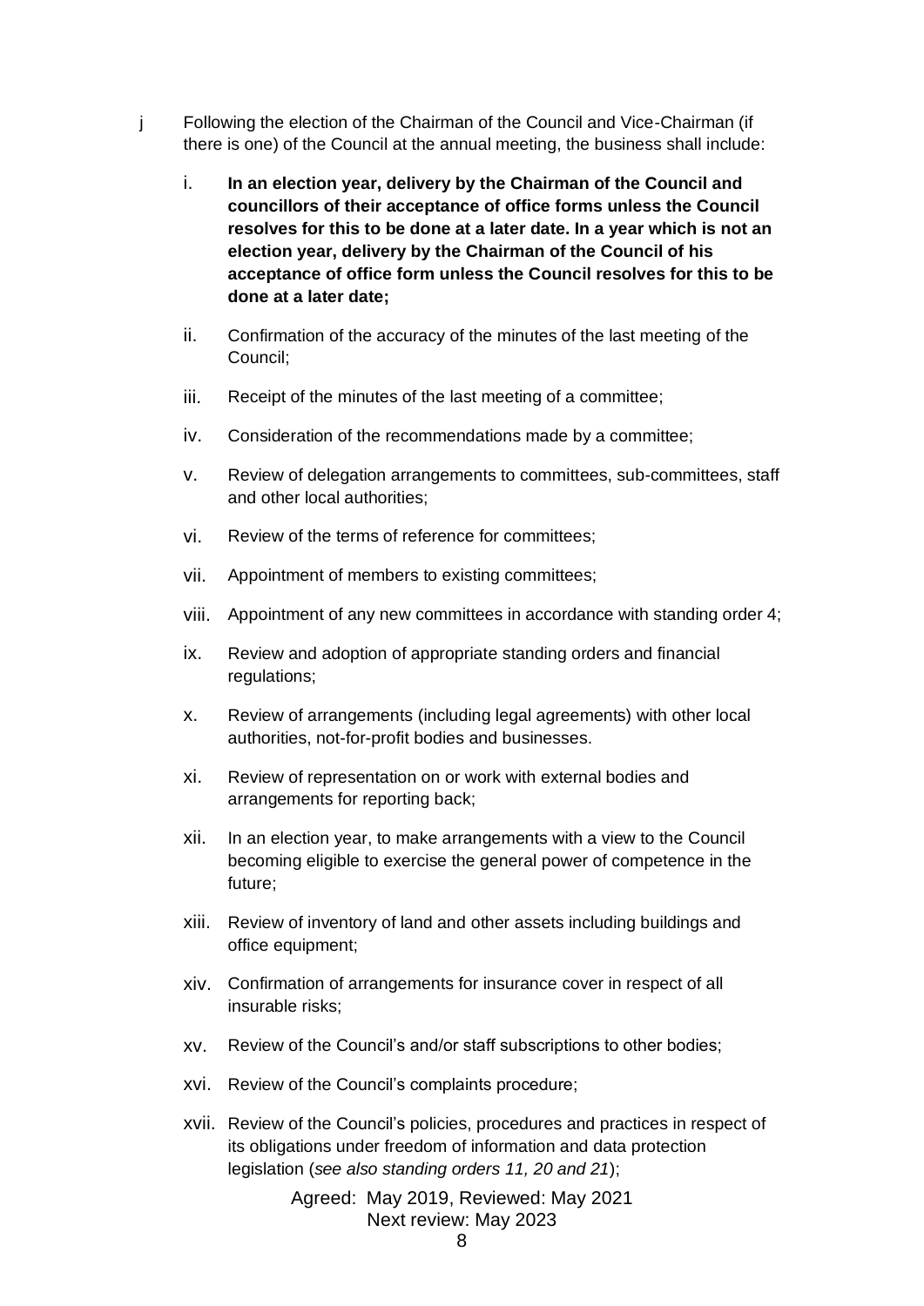j Following the election of the Chairman of the Council and Vice-Chairman (if there is one) of the Council at the annual meeting, the business shall include:

i. **In an election year, delivery by the Chairman of the Council and councillors of their acceptance of office forms unless the Council resolves for this to be done at a later date. In a year which is not an election year, delivery by the Chairman of the Council of his acceptance of office form unless the Council resolves for this to be done at a later date;**

ii. Confirmation of the accuracy of the minutes of the last meeting of the Council;

iii. Receipt of the minutes of the last meeting of a committee;

iv. Consideration of the recommendations made by a committee;

v. Review of delegation arrangements to committees, sub-committees, staff and other local authorities;

vi. Review of the terms of reference for committees;

vii. Appointment of members to existing committees;

viii. Appointment of any new committees in accordance with standing order 4;

ix. Review and adoption of appropriate standing orders and financial regulations;

x. Review of arrangements (including legal agreements) with other local authorities, not-for-profit bodies and businesses.

xi. Review of representation on or work with external bodies and arrangements for reporting back;

xii. In an election year, to make arrangements with a view to the Council becoming eligible to exercise the general power of competence in the future;

xiii. Review of inventory of land and other assets including buildings and office equipment;

xiv. Confirmation of arrangements for insurance cover in respect of all insurable risks;

xv. Review of the Council's and/or staff subscriptions to other bodies;

xvi. Review of the Council's complaints procedure;

xvii. Review of the Council's policies, procedures and practices in respect of its obligations under freedom of information and data protection legislation (*see also standing orders 11, 20 and 21*);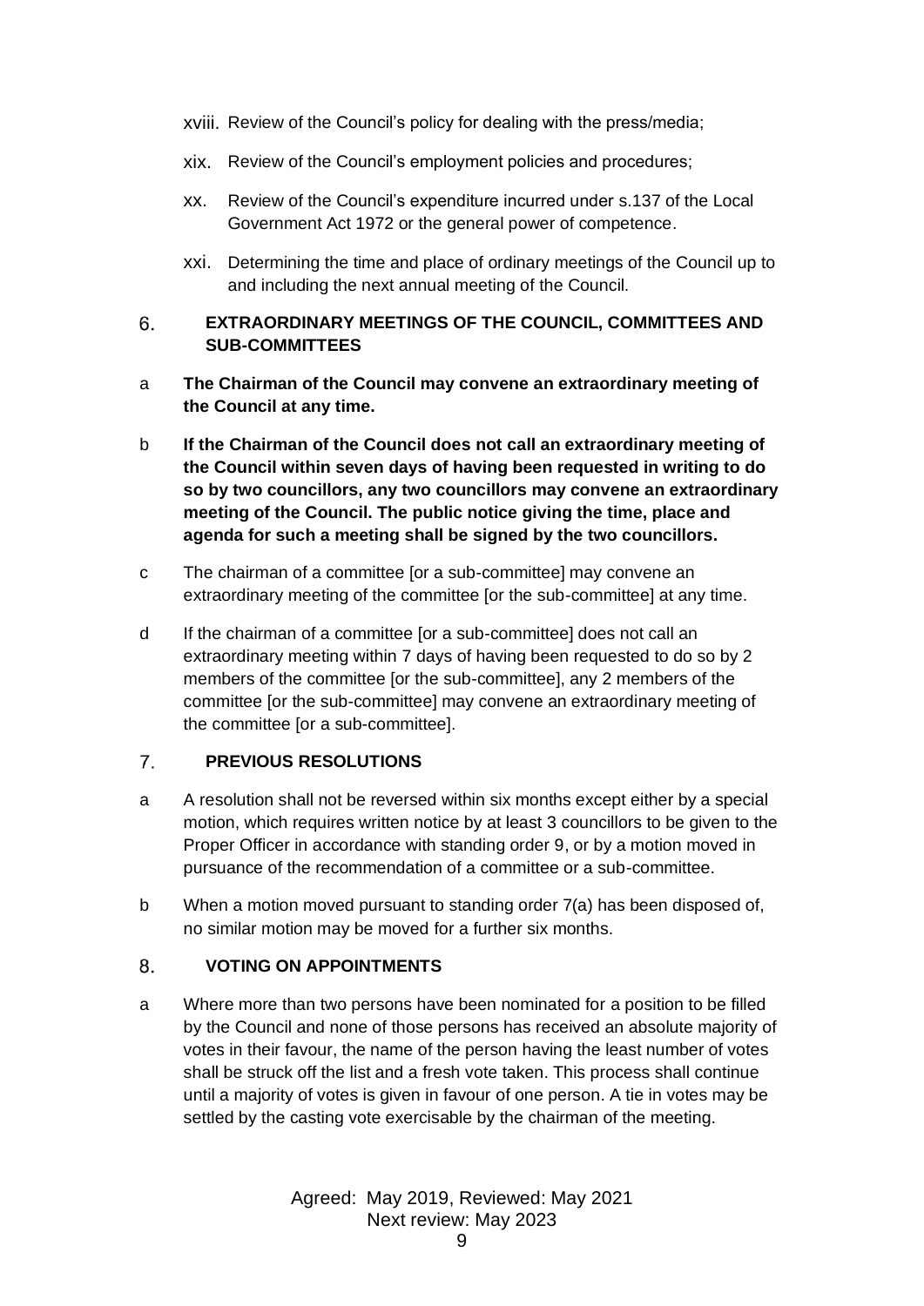xviii. Review of the Council's policy for dealing with the press/media;

xix. Review of the Council's employment policies and procedures;

xx. Review of the Council's expenditure incurred under s.137 of the Local Government Act 1972 or the general power of competence.

xxi. Determining the time and place of ordinary meetings of the Council up to and including the next annual meeting of the Council.

## 6. EXTRAORDINARY MEETINGS OF THE COUNCIL, COMMITTEES AND SUB-COMMITTEES

a **The Chairman of the Council may convene an extraordinary meeting of the Council at any time.**

b **If the Chairman of the Council does not call an extraordinary meeting of the Council within seven days of having been requested in writing to do so by two councillors, any two councillors may convene an extraordinary meeting of the Council. The public notice giving the time, place and agenda for such a meeting shall be signed by the two councillors.**

c The chairman of a committee [or a sub-committee] may convene an extraordinary meeting of the committee [or the sub-committee] at any time.

d If the chairman of a committee [or a sub-committee] does not call an extraordinary meeting within 7 days of having been requested to do so by 2 members of the committee [or the sub-committee], any 2 members of the committee [or the sub-committee] may convene an extraordinary meeting of the committee [or a sub-committee].

## 7. PREVIOUS RESOLUTIONS

a A resolution shall not be reversed within six months except either by a special motion, which requires written notice by at least 3 councillors to be given to the Proper Officer in accordance with standing order 9, or by a motion moved in pursuance of the recommendation of a committee or a sub-committee.

b When a motion moved pursuant to standing order 7(a) has been disposed of, no similar motion may be moved for a further six months.

## 8. VOTING ON APPOINTMENTS

a Where more than two persons have been nominated for a position to be filled by the Council and none of those persons has received an absolute majority of votes in their favour, the name of the person having the least number of votes shall be struck off the list and a fresh vote taken. This process shall continue until a majority of votes is given in favour of one person. A tie in votes may be settled by the casting vote exercisable by the chairman of the meeting.

Agreed: May 2019, Reviewed: May 2021
Next review: May 2023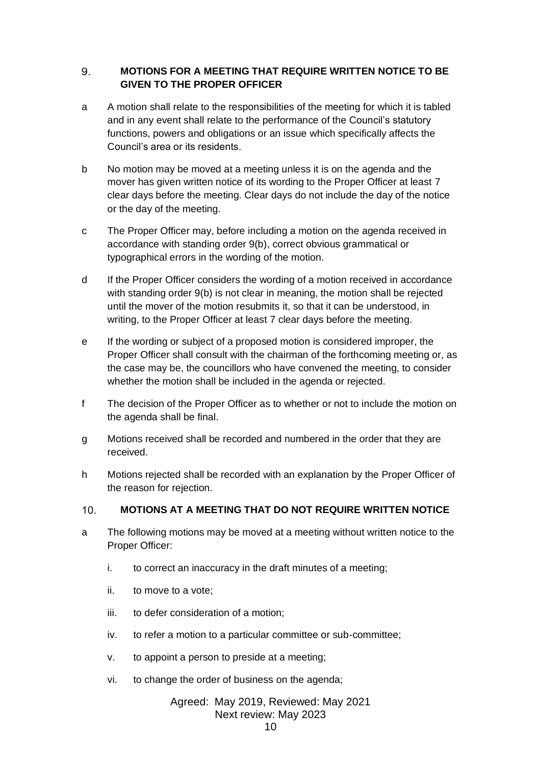## 9. MOTIONS FOR A MEETING THAT REQUIRE WRITTEN NOTICE TO BE GIVEN TO THE PROPER OFFICER

a. A motion shall relate to the responsibilities of the meeting for which it is tabled and in any event shall relate to the performance of the Council's statutory functions, powers and obligations or an issue which specifically affects the Council's area or its residents.

b. No motion may be moved at a meeting unless it is on the agenda and the mover has given written notice of its wording to the Proper Officer at least 7 clear days before the meeting. Clear days do not include the day of the notice or the day of the meeting.

c. The Proper Officer may, before including a motion on the agenda received in accordance with standing order 9(b), correct obvious grammatical or typographical errors in the wording of the motion.

d. If the Proper Officer considers the wording of a motion received in accordance with standing order 9(b) is not clear in meaning, the motion shall be rejected until the mover of the motion resubmits it, so that it can be understood, in writing, to the Proper Officer at least 7 clear days before the meeting.

e. If the wording or subject of a proposed motion is considered improper, the Proper Officer shall consult with the chairman of the forthcoming meeting or, as the case may be, the councillors who have convened the meeting, to consider whether the motion shall be included in the agenda or rejected.

f. The decision of the Proper Officer as to whether or not to include the motion on the agenda shall be final.

g. Motions received shall be recorded and numbered in the order that they are received.

h. Motions rejected shall be recorded with an explanation by the Proper Officer of the reason for rejection.

## 10. MOTIONS AT A MEETING THAT DO NOT REQUIRE WRITTEN NOTICE

a. The following motions may be moved at a meeting without written notice to the Proper Officer:

   i. to correct an inaccuracy in the draft minutes of a meeting;

   ii. to move to a vote;

   iii. to defer consideration of a motion;

   iv. to refer a motion to a particular committee or sub-committee;

   v. to appoint a person to preside at a meeting;

   vi. to change the order of business on the agenda;

Agreed: May 2019, Reviewed: May 2021
Next review: May 2023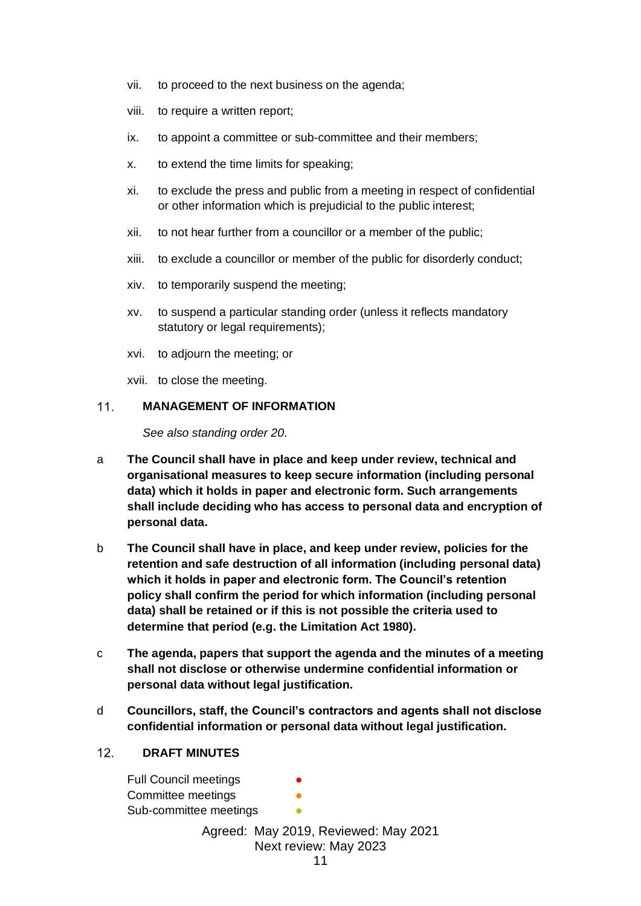vii. to proceed to the next business on the agenda;

viii. to require a written report;

ix. to appoint a committee or sub-committee and their members;

x. to extend the time limits for speaking;

xi. to exclude the press and public from a meeting in respect of confidential or other information which is prejudicial to the public interest;

xii. to not hear further from a councillor or a member of the public;

xiii. to exclude a councillor or member of the public for disorderly conduct;

xiv. to temporarily suspend the meeting;

xv. to suspend a particular standing order (unless it reflects mandatory statutory or legal requirements);

xvi. to adjourn the meeting; or

xvii. to close the meeting.

## 11. MANAGEMENT OF INFORMATION

*See also standing order 20.*

a **The Council shall have in place and keep under review, technical and organisational measures to keep secure information (including personal data) which it holds in paper and electronic form. Such arrangements shall include deciding who has access to personal data and encryption of personal data.**

b **The Council shall have in place, and keep under review, policies for the retention and safe destruction of all information (including personal data) which it holds in paper and electronic form. The Council's retention policy shall confirm the period for which information (including personal data) shall be retained or if this is not possible the criteria used to determine that period (e.g. the Limitation Act 1980).**

c **The agenda, papers that support the agenda and the minutes of a meeting shall not disclose or otherwise undermine confidential information or personal data without legal justification.**

d **Councillors, staff, the Council's contractors and agents shall not disclose confidential information or personal data without legal justification.**

## 12. DRAFT MINUTES

Full Council meetings ●
Committee meetings ●
Sub-committee meetings ●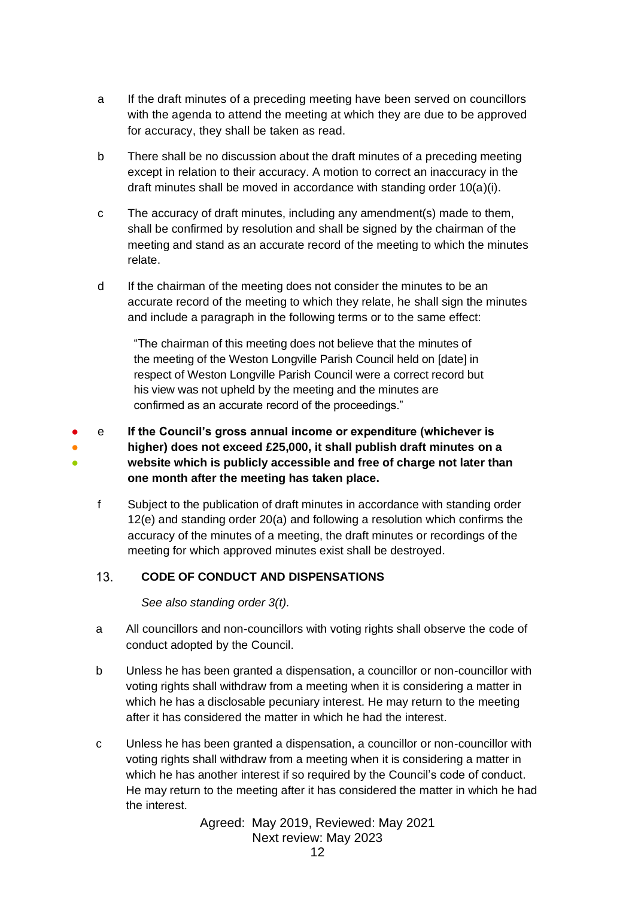a If the draft minutes of a preceding meeting have been served on councillors with the agenda to attend the meeting at which they are due to be approved for accuracy, they shall be taken as read.

b There shall be no discussion about the draft minutes of a preceding meeting except in relation to their accuracy. A motion to correct an inaccuracy in the draft minutes shall be moved in accordance with standing order 10(a)(i).

c The accuracy of draft minutes, including any amendment(s) made to them, shall be confirmed by resolution and shall be signed by the chairman of the meeting and stand as an accurate record of the meeting to which the minutes relate.

d If the chairman of the meeting does not consider the minutes to be an accurate record of the meeting to which they relate, he shall sign the minutes and include a paragraph in the following terms or to the same effect:

> "The chairman of this meeting does not believe that the minutes of the meeting of the Weston Longville Parish Council held on [date] in respect of Weston Longville Parish Council were a correct record but his view was not upheld by the meeting and the minutes are confirmed as an accurate record of the proceedings."

e **If the Council's gross annual income or expenditure (whichever is higher) does not exceed £25,000, it shall publish draft minutes on a website which is publicly accessible and free of charge not later than one month after the meeting has taken place.**

f Subject to the publication of draft minutes in accordance with standing order 12(e) and standing order 20(a) and following a resolution which confirms the accuracy of the minutes of a meeting, the draft minutes or recordings of the meeting for which approved minutes exist shall be destroyed.

## 13. CODE OF CONDUCT AND DISPENSATIONS

*See also standing order 3(t).*

a All councillors and non-councillors with voting rights shall observe the code of conduct adopted by the Council.

b Unless he has been granted a dispensation, a councillor or non-councillor with voting rights shall withdraw from a meeting when it is considering a matter in which he has a disclosable pecuniary interest. He may return to the meeting after it has considered the matter in which he had the interest.

c Unless he has been granted a dispensation, a councillor or non-councillor with voting rights shall withdraw from a meeting when it is considering a matter in which he has another interest if so required by the Council's code of conduct. He may return to the meeting after it has considered the matter in which he had the interest.

Agreed: May 2019, Reviewed: May 2021
Next review: May 2023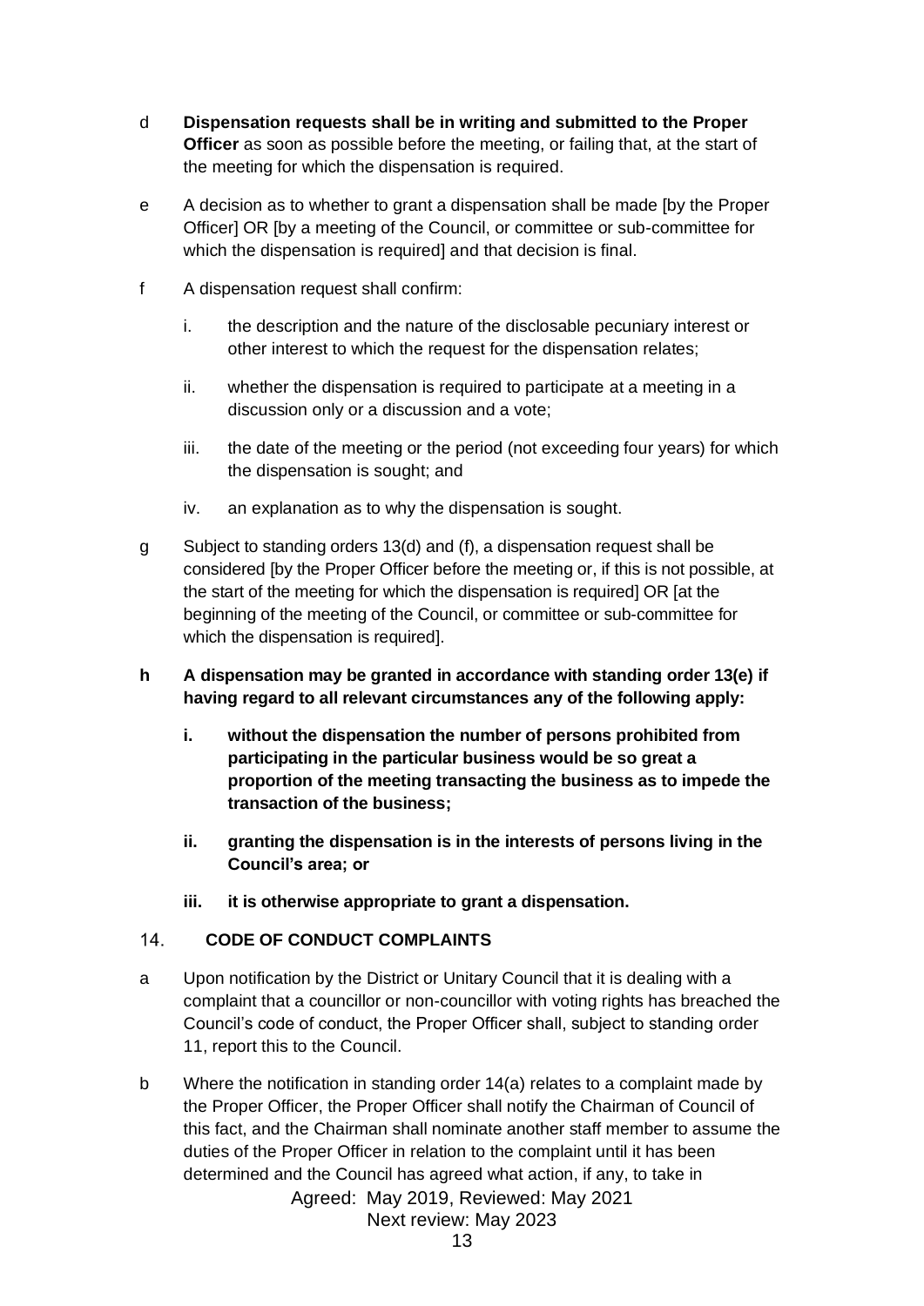d **Dispensation requests shall be in writing and submitted to the Proper Officer** as soon as possible before the meeting, or failing that, at the start of the meeting for which the dispensation is required.

e A decision as to whether to grant a dispensation shall be made [by the Proper Officer] OR [by a meeting of the Council, or committee or sub-committee for which the dispensation is required] and that decision is final.

f A dispensation request shall confirm:

   i. the description and the nature of the disclosable pecuniary interest or other interest to which the request for the dispensation relates;

   ii. whether the dispensation is required to participate at a meeting in a discussion only or a discussion and a vote;

   iii. the date of the meeting or the period (not exceeding four years) for which the dispensation is sought; and

   iv. an explanation as to why the dispensation is sought.

g Subject to standing orders 13(d) and (f), a dispensation request shall be considered [by the Proper Officer before the meeting or, if this is not possible, at the start of the meeting for which the dispensation is required] OR [at the beginning of the meeting of the Council, or committee or sub-committee for which the dispensation is required].

**h A dispensation may be granted in accordance with standing order 13(e) if having regard to all relevant circumstances any of the following apply:**

   **i. without the dispensation the number of persons prohibited from participating in the particular business would be so great a proportion of the meeting transacting the business as to impede the transaction of the business;**

   **ii. granting the dispensation is in the interests of persons living in the Council's area; or**

   **iii. it is otherwise appropriate to grant a dispensation.**

## 14. CODE OF CONDUCT COMPLAINTS

a Upon notification by the District or Unitary Council that it is dealing with a complaint that a councillor or non-councillor with voting rights has breached the Council's code of conduct, the Proper Officer shall, subject to standing order 11, report this to the Council.

b Where the notification in standing order 14(a) relates to a complaint made by the Proper Officer, the Proper Officer shall notify the Chairman of Council of this fact, and the Chairman shall nominate another staff member to assume the duties of the Proper Officer in relation to the complaint until it has been determined and the Council has agreed what action, if any, to take in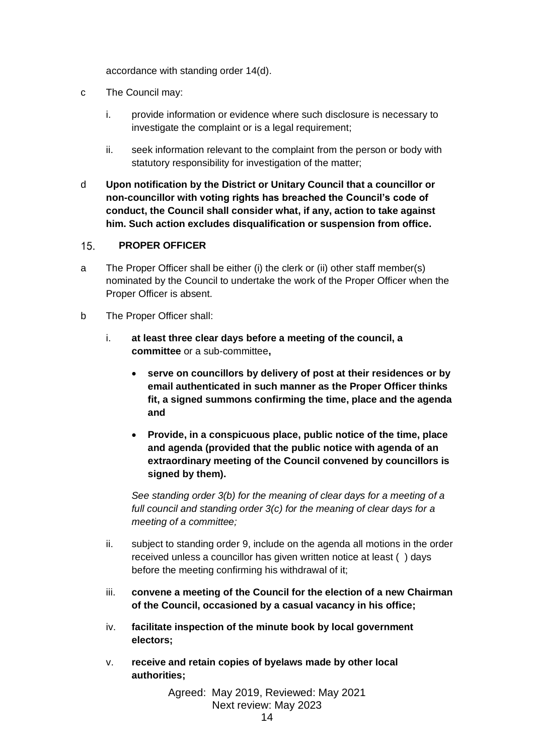accordance with standing order 14(d).

c The Council may:

   i. provide information or evidence where such disclosure is necessary to investigate the complaint or is a legal requirement;

   ii. seek information relevant to the complaint from the person or body with statutory responsibility for investigation of the matter;

d **Upon notification by the District or Unitary Council that a councillor or non-councillor with voting rights has breached the Council's code of conduct, the Council shall consider what, if any, action to take against him. Such action excludes disqualification or suspension from office.**

## 15. PROPER OFFICER

a The Proper Officer shall be either (i) the clerk or (ii) other staff member(s) nominated by the Council to undertake the work of the Proper Officer when the Proper Officer is absent.

b The Proper Officer shall:

   i. **at least three clear days before a meeting of the council, a committee** or a sub-committee**,**

   - **serve on councillors by delivery of post at their residences or by email authenticated in such manner as the Proper Officer thinks fit, a signed summons confirming the time, place and the agenda and**

   - **Provide, in a conspicuous place, public notice of the time, place and agenda (provided that the public notice with agenda of an extraordinary meeting of the Council convened by councillors is signed by them).**

   *See standing order 3(b) for the meaning of clear days for a meeting of a full council and standing order 3(c) for the meaning of clear days for a meeting of a committee;*

   ii. subject to standing order 9, include on the agenda all motions in the order received unless a councillor has given written notice at least ( ) days before the meeting confirming his withdrawal of it;

   iii. **convene a meeting of the Council for the election of a new Chairman of the Council, occasioned by a casual vacancy in his office;**

   iv. **facilitate inspection of the minute book by local government electors;**

   v. **receive and retain copies of byelaws made by other local authorities;**

Agreed: May 2019, Reviewed: May 2021
Next review: May 2023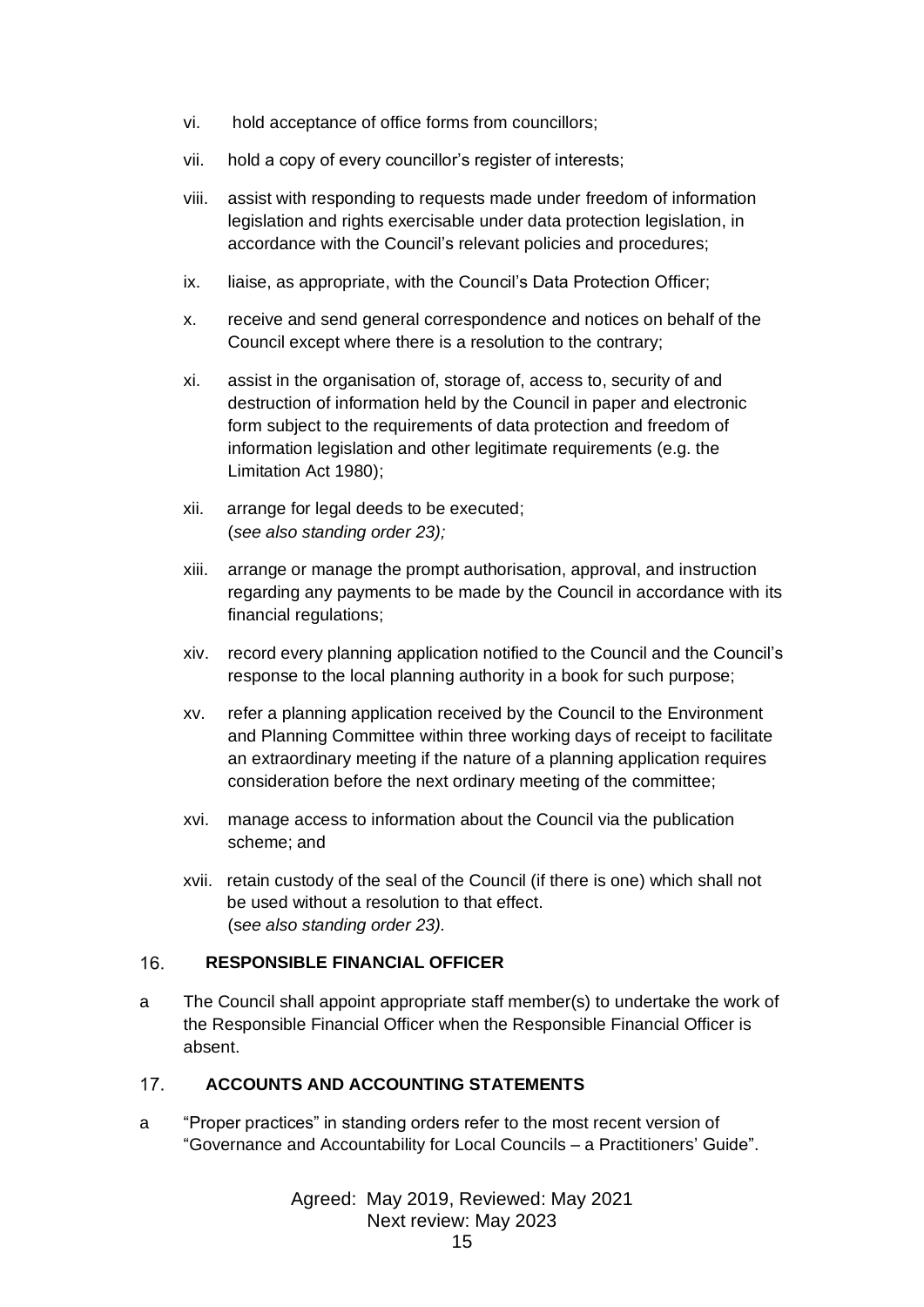vi. hold acceptance of office forms from councillors;

vii. hold a copy of every councillor's register of interests;

viii. assist with responding to requests made under freedom of information legislation and rights exercisable under data protection legislation, in accordance with the Council's relevant policies and procedures;

ix. liaise, as appropriate, with the Council's Data Protection Officer;

x. receive and send general correspondence and notices on behalf of the Council except where there is a resolution to the contrary;

xi. assist in the organisation of, storage of, access to, security of and destruction of information held by the Council in paper and electronic form subject to the requirements of data protection and freedom of information legislation and other legitimate requirements (e.g. the Limitation Act 1980);

xii. arrange for legal deeds to be executed;
(*see also standing order 23);*

xiii. arrange or manage the prompt authorisation, approval, and instruction regarding any payments to be made by the Council in accordance with its financial regulations;

xiv. record every planning application notified to the Council and the Council's response to the local planning authority in a book for such purpose;

xv. refer a planning application received by the Council to the Environment and Planning Committee within three working days of receipt to facilitate an extraordinary meeting if the nature of a planning application requires consideration before the next ordinary meeting of the committee;

xvi. manage access to information about the Council via the publication scheme; and

xvii. retain custody of the seal of the Council (if there is one) which shall not be used without a resolution to that effect.
(s*ee also standing order 23).*

## 16. RESPONSIBLE FINANCIAL OFFICER

a The Council shall appoint appropriate staff member(s) to undertake the work of the Responsible Financial Officer when the Responsible Financial Officer is absent.

## 17. ACCOUNTS AND ACCOUNTING STATEMENTS

a "Proper practices" in standing orders refer to the most recent version of "Governance and Accountability for Local Councils – a Practitioners' Guide".

Agreed: May 2019, Reviewed: May 2021
Next review: May 2023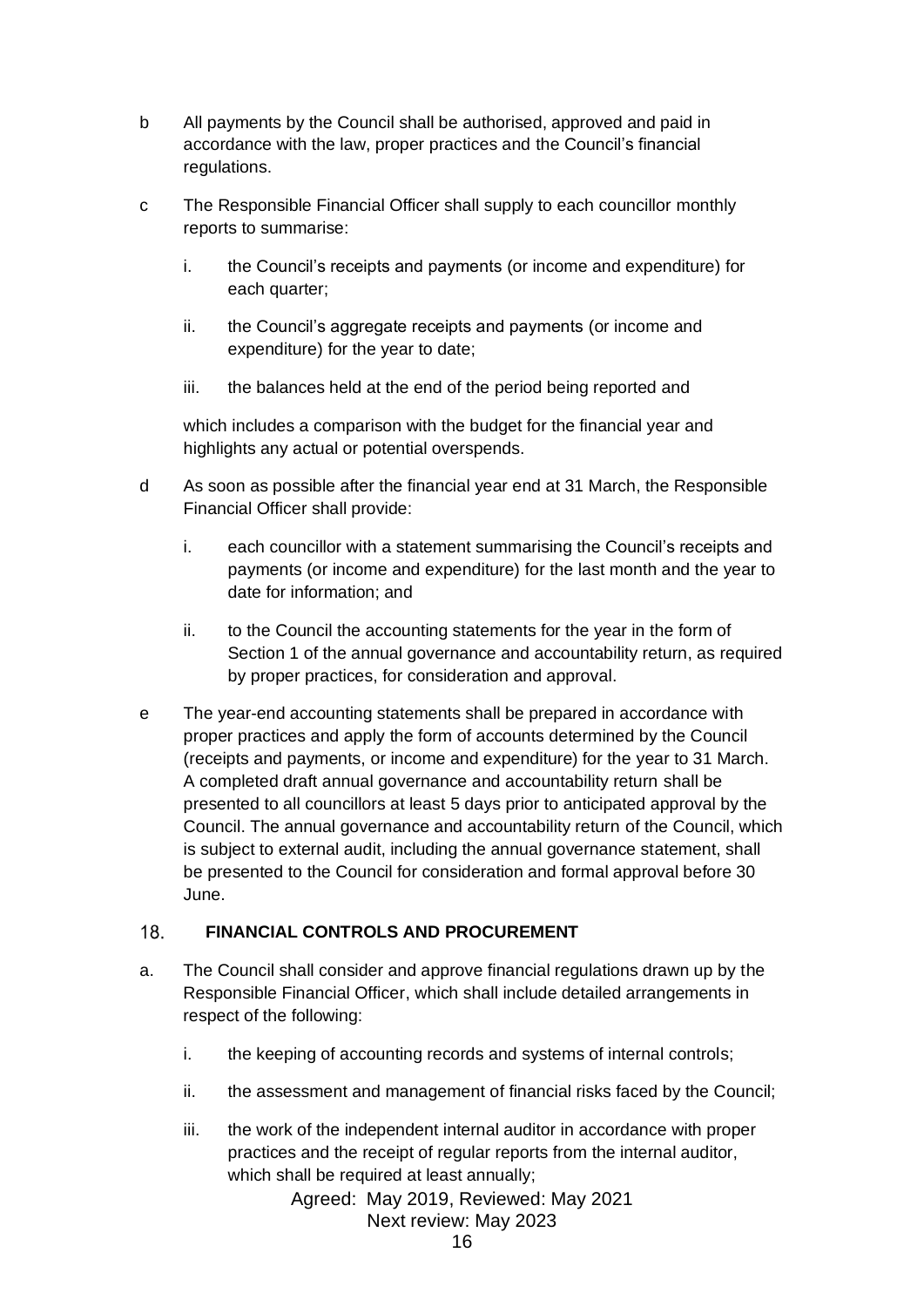b All payments by the Council shall be authorised, approved and paid in accordance with the law, proper practices and the Council's financial regulations.

c The Responsible Financial Officer shall supply to each councillor monthly reports to summarise:

   i. the Council's receipts and payments (or income and expenditure) for each quarter;

   ii. the Council's aggregate receipts and payments (or income and expenditure) for the year to date;

   iii. the balances held at the end of the period being reported and

   which includes a comparison with the budget for the financial year and highlights any actual or potential overspends.

d As soon as possible after the financial year end at 31 March, the Responsible Financial Officer shall provide:

   i. each councillor with a statement summarising the Council's receipts and payments (or income and expenditure) for the last month and the year to date for information; and

   ii. to the Council the accounting statements for the year in the form of Section 1 of the annual governance and accountability return, as required by proper practices, for consideration and approval.

e The year-end accounting statements shall be prepared in accordance with proper practices and apply the form of accounts determined by the Council (receipts and payments, or income and expenditure) for the year to 31 March. A completed draft annual governance and accountability return shall be presented to all councillors at least 5 days prior to anticipated approval by the Council. The annual governance and accountability return of the Council, which is subject to external audit, including the annual governance statement, shall be presented to the Council for consideration and formal approval before 30 June.

## 18. FINANCIAL CONTROLS AND PROCUREMENT

a. The Council shall consider and approve financial regulations drawn up by the Responsible Financial Officer, which shall include detailed arrangements in respect of the following:

   i. the keeping of accounting records and systems of internal controls;

   ii. the assessment and management of financial risks faced by the Council;

   iii. the work of the independent internal auditor in accordance with proper practices and the receipt of regular reports from the internal auditor, which shall be required at least annually;

Agreed: May 2019, Reviewed: May 2021
Next review: May 2023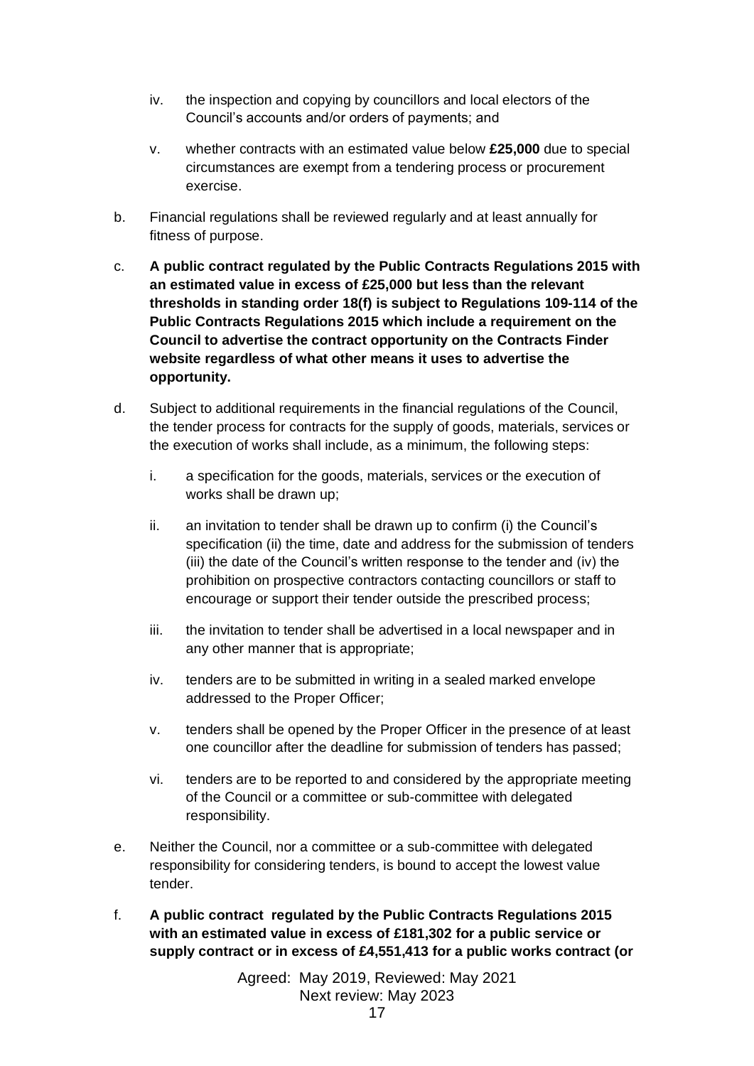iv. the inspection and copying by councillors and local electors of the Council's accounts and/or orders of payments; and

v. whether contracts with an estimated value below **£25,000** due to special circumstances are exempt from a tendering process or procurement exercise.

b. Financial regulations shall be reviewed regularly and at least annually for fitness of purpose.

c. **A public contract regulated by the Public Contracts Regulations 2015 with an estimated value in excess of £25,000 but less than the relevant thresholds in standing order 18(f) is subject to Regulations 109-114 of the Public Contracts Regulations 2015 which include a requirement on the Council to advertise the contract opportunity on the Contracts Finder website regardless of what other means it uses to advertise the opportunity.**

d. Subject to additional requirements in the financial regulations of the Council, the tender process for contracts for the supply of goods, materials, services or the execution of works shall include, as a minimum, the following steps:

i. a specification for the goods, materials, services or the execution of works shall be drawn up;

ii. an invitation to tender shall be drawn up to confirm (i) the Council's specification (ii) the time, date and address for the submission of tenders (iii) the date of the Council's written response to the tender and (iv) the prohibition on prospective contractors contacting councillors or staff to encourage or support their tender outside the prescribed process;

iii. the invitation to tender shall be advertised in a local newspaper and in any other manner that is appropriate;

iv. tenders are to be submitted in writing in a sealed marked envelope addressed to the Proper Officer;

v. tenders shall be opened by the Proper Officer in the presence of at least one councillor after the deadline for submission of tenders has passed;

vi. tenders are to be reported to and considered by the appropriate meeting of the Council or a committee or sub-committee with delegated responsibility.

e. Neither the Council, nor a committee or a sub-committee with delegated responsibility for considering tenders, is bound to accept the lowest value tender.

f. **A public contract regulated by the Public Contracts Regulations 2015 with an estimated value in excess of £181,302 for a public service or supply contract or in excess of £4,551,413 for a public works contract (or**

Agreed: May 2019, Reviewed: May 2021
Next review: May 2023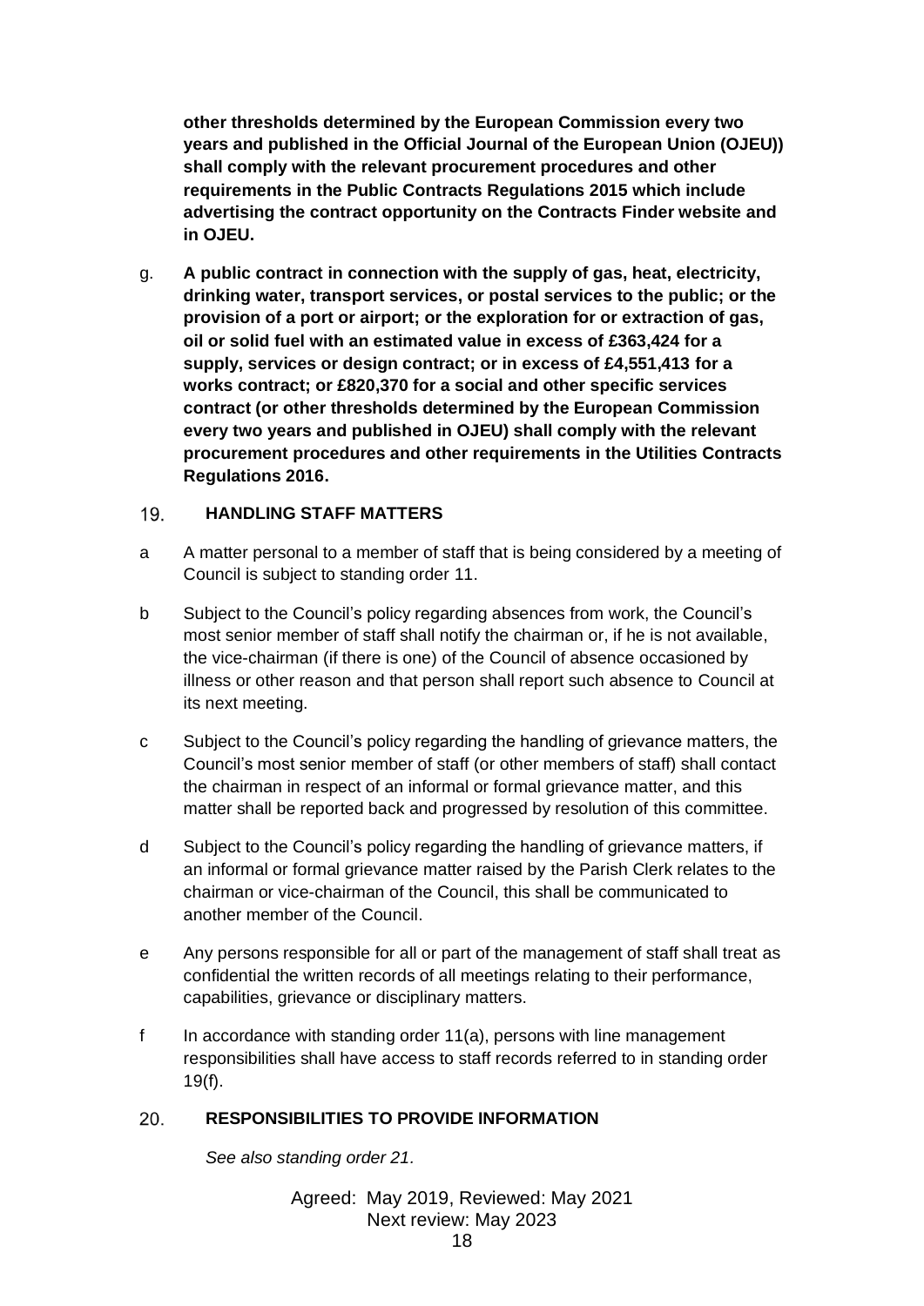**other thresholds determined by the European Commission every two years and published in the Official Journal of the European Union (OJEU)) shall comply with the relevant procurement procedures and other requirements in the Public Contracts Regulations 2015 which include advertising the contract opportunity on the Contracts Finder website and in OJEU.**

g. **A public contract in connection with the supply of gas, heat, electricity, drinking water, transport services, or postal services to the public; or the provision of a port or airport; or the exploration for or extraction of gas, oil or solid fuel with an estimated value in excess of £363,424 for a supply, services or design contract; or in excess of £4,551,413 for a works contract; or £820,370 for a social and other specific services contract (or other thresholds determined by the European Commission every two years and published in OJEU) shall comply with the relevant procurement procedures and other requirements in the Utilities Contracts Regulations 2016.**

## 19. HANDLING STAFF MATTERS

a A matter personal to a member of staff that is being considered by a meeting of Council is subject to standing order 11.

b Subject to the Council's policy regarding absences from work, the Council's most senior member of staff shall notify the chairman or, if he is not available, the vice-chairman (if there is one) of the Council of absence occasioned by illness or other reason and that person shall report such absence to Council at its next meeting.

c Subject to the Council's policy regarding the handling of grievance matters, the Council's most senior member of staff (or other members of staff) shall contact the chairman in respect of an informal or formal grievance matter, and this matter shall be reported back and progressed by resolution of this committee.

d Subject to the Council's policy regarding the handling of grievance matters, if an informal or formal grievance matter raised by the Parish Clerk relates to the chairman or vice-chairman of the Council, this shall be communicated to another member of the Council.

e Any persons responsible for all or part of the management of staff shall treat as confidential the written records of all meetings relating to their performance, capabilities, grievance or disciplinary matters.

f In accordance with standing order 11(a), persons with line management responsibilities shall have access to staff records referred to in standing order 19(f).

## 20. RESPONSIBILITIES TO PROVIDE INFORMATION

*See also standing order 21.*

Agreed: May 2019, Reviewed: May 2021
Next review: May 2023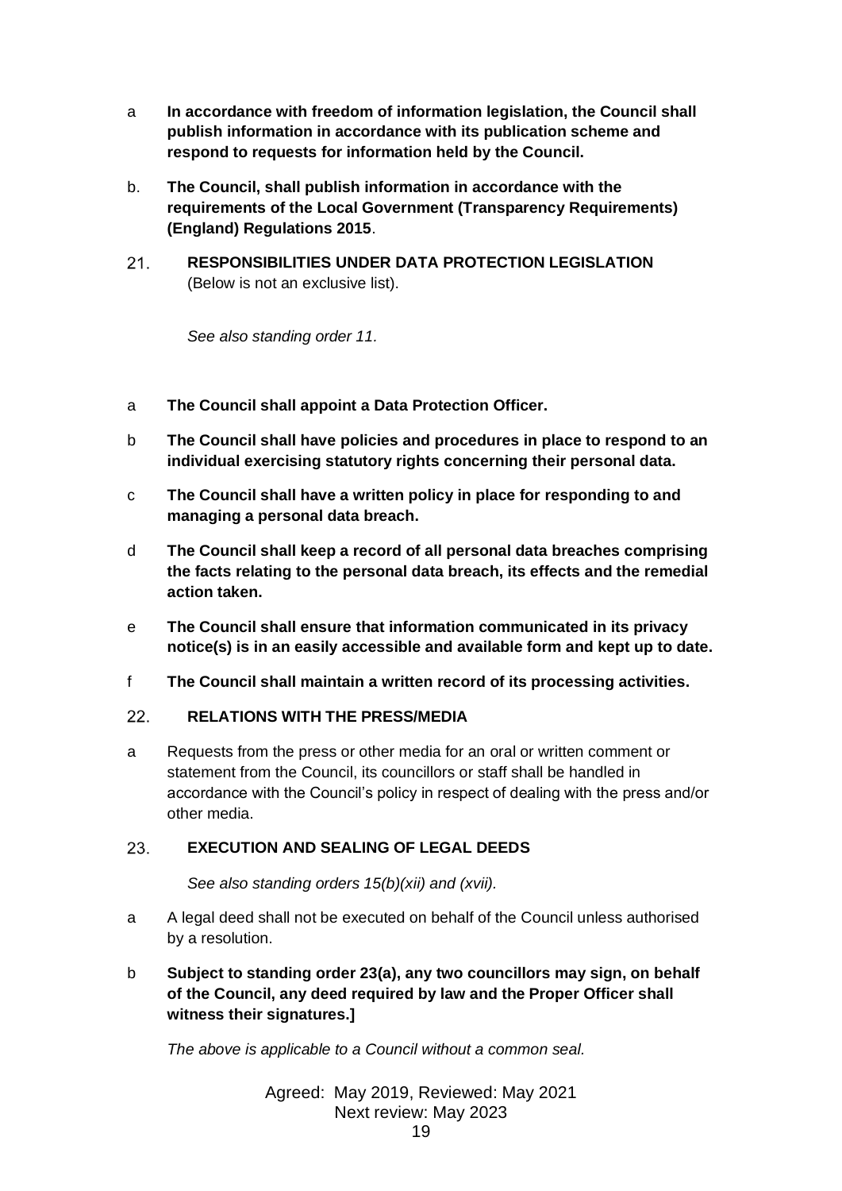a **In accordance with freedom of information legislation, the Council shall publish information in accordance with its publication scheme and respond to requests for information held by the Council.**

b. **The Council, shall publish information in accordance with the requirements of the Local Government (Transparency Requirements) (England) Regulations 2015**.

## 21. RESPONSIBILITIES UNDER DATA PROTECTION LEGISLATION

(Below is not an exclusive list).

*See also standing order 11.*

a **The Council shall appoint a Data Protection Officer.**

b **The Council shall have policies and procedures in place to respond to an individual exercising statutory rights concerning their personal data.**

c **The Council shall have a written policy in place for responding to and managing a personal data breach.**

d **The Council shall keep a record of all personal data breaches comprising the facts relating to the personal data breach, its effects and the remedial action taken.**

e **The Council shall ensure that information communicated in its privacy notice(s) is in an easily accessible and available form and kept up to date.**

f **The Council shall maintain a written record of its processing activities.**

## 22. RELATIONS WITH THE PRESS/MEDIA

a Requests from the press or other media for an oral or written comment or statement from the Council, its councillors or staff shall be handled in accordance with the Council's policy in respect of dealing with the press and/or other media.

## 23. EXECUTION AND SEALING OF LEGAL DEEDS

*See also standing orders 15(b)(xii) and (xvii).*

a A legal deed shall not be executed on behalf of the Council unless authorised by a resolution.

b **Subject to standing order 23(a), any two councillors may sign, on behalf of the Council, any deed required by law and the Proper Officer shall witness their signatures.]**

*The above is applicable to a Council without a common seal.*

Agreed: May 2019, Reviewed: May 2021
Next review: May 2023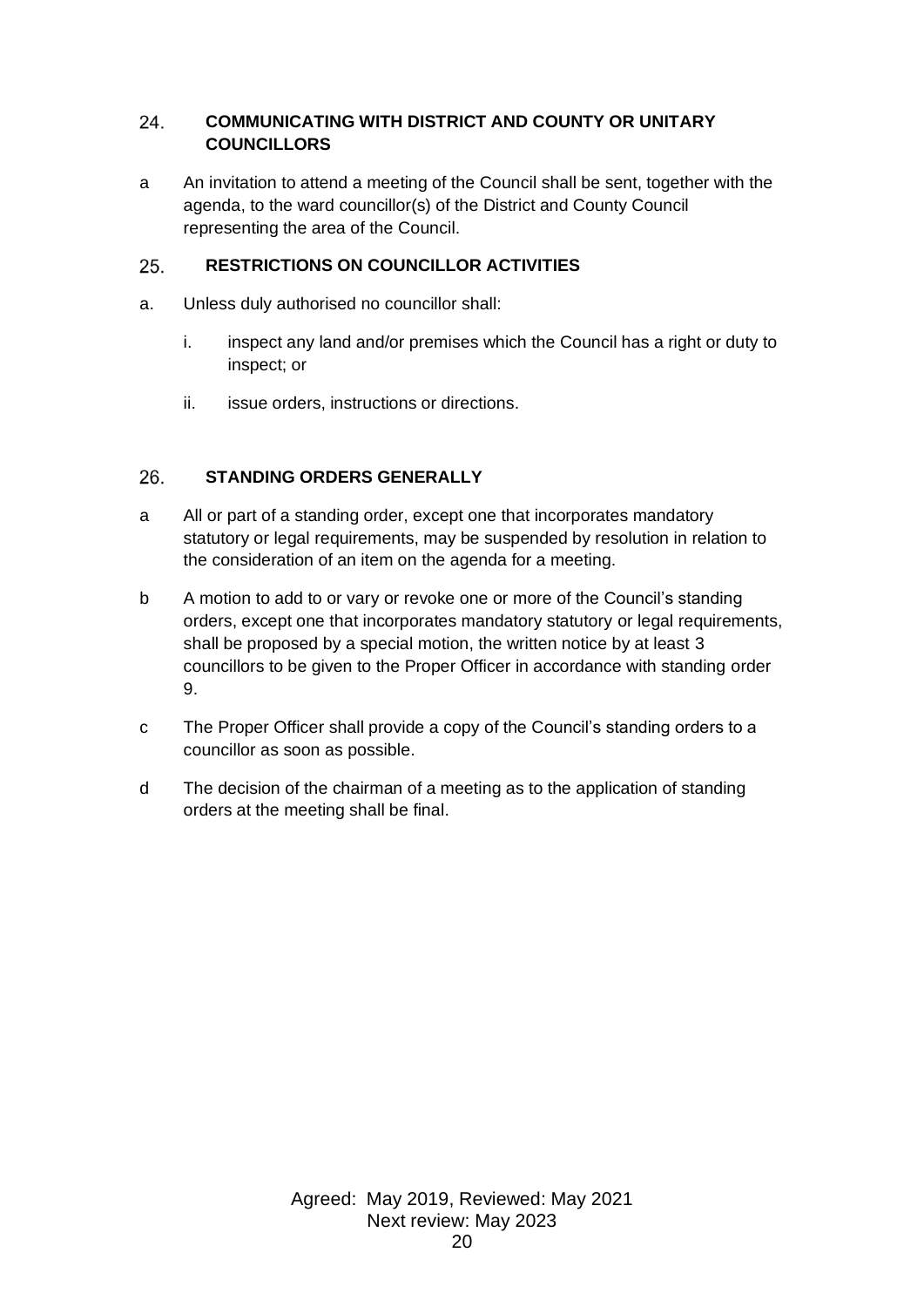## 24. COMMUNICATING WITH DISTRICT AND COUNTY OR UNITARY COUNCILLORS

a An invitation to attend a meeting of the Council shall be sent, together with the agenda, to the ward councillor(s) of the District and County Council representing the area of the Council.

## 25. RESTRICTIONS ON COUNCILLOR ACTIVITIES

a. Unless duly authorised no councillor shall:

i. inspect any land and/or premises which the Council has a right or duty to inspect; or

ii. issue orders, instructions or directions.

## 26. STANDING ORDERS GENERALLY

a All or part of a standing order, except one that incorporates mandatory statutory or legal requirements, may be suspended by resolution in relation to the consideration of an item on the agenda for a meeting.

b A motion to add to or vary or revoke one or more of the Council's standing orders, except one that incorporates mandatory statutory or legal requirements, shall be proposed by a special motion, the written notice by at least 3 councillors to be given to the Proper Officer in accordance with standing order 9.

c The Proper Officer shall provide a copy of the Council's standing orders to a councillor as soon as possible.

d The decision of the chairman of a meeting as to the application of standing orders at the meeting shall be final.

Agreed: May 2019, Reviewed: May 2021
Next review: May 2023